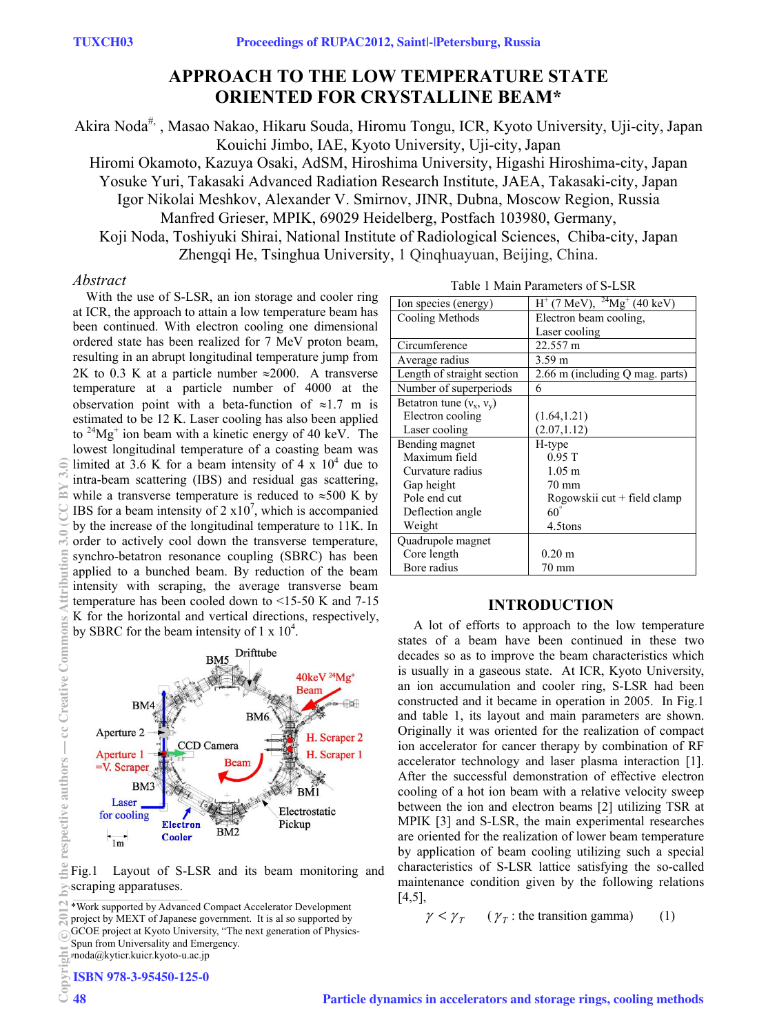# APPROACH TO THE LOW TEMPERATURE STATE ORIENTED FOR CRYSTALLINE BEAM*

Akira Noda[#], Masao Nakao, Hikaru Souda, Hiromu Tongu, ICR, Kyoto University, Uji-city, Japan
Kouichi Jimbo, IAE, Kyoto University, Uji-city, Japan
Hiromi Okamoto, Kazuya Osaki, AdSM, Hiroshima University, Higashi Hiroshima-city, Japan
Yosuke Yuri, Takasaki Advanced Radiation Research Institute, JAEA, Takasaki-city, Japan
Igor Nikolai Meshkov, Alexander V. Smirnov, JINR, Dubna, Moscow Region, Russia
Manfred Grieser, MPIK, 69029 Heidelberg, Postfach 103980, Germany,
Koji Noda, Toshiyuki Shirai, National Institute of Radiological Sciences, Chiba-city, Japan
Zhengqi He, Tsinghua University, 1 Qinqhuayuan, Beijing, China.

*Abstract*

With the use of S-LSR, an ion storage and cooler ring at ICR, the approach to attain a low temperature beam has been continued. With electron cooling one dimensional ordered state has been realized for 7 MeV proton beam, resulting in an abrupt longitudinal temperature jump from 2K to 0.3 K at a particle number ≈2000. A transverse temperature at a particle number of 4000 at the observation point with a beta-function of ≈1.7 m is estimated to be 12 K. Laser cooling has also been applied to $^{24}Mg^+$ ion beam with a kinetic energy of 40 keV. The lowest longitudinal temperature of a coasting beam was limited at 3.6 K for a beam intensity of 4 x $10^4$ due to intra-beam scattering (IBS) and residual gas scattering, while a transverse temperature is reduced to ≈500 K by IBS for a beam intensity of 2 x$10^7$, which is accompanied by the increase of the longitudinal temperature to 11K. In order to actively cool down the transverse temperature, synchro-betatron resonance coupling (SBRC) has been applied to a bunched beam. By reduction of the beam intensity with scraping, the average transverse beam temperature has been cooled down to <15-50 K and 7-15 K for the horizontal and vertical directions, respectively, by SBRC for the beam intensity of 1 x $10^4$.

Fig.1 Layout of S-LSR and its beam monitoring and scraping apparatuses.

Table 1 Main Parameters of S-LSR

| | |
|---|---|
| Ion species (energy) | $H^+$ (7 MeV), $^{24}Mg^+$ (40 keV) |
| Cooling Methods | Electron beam cooling, Laser cooling |
| Circumference | 22.557 m |
| Average radius | 3.59 m |
| Length of straight section | 2.66 m (including Q mag. parts) |
| Number of superperiods | 6 |
| Betatron tune ($\nu_x$, $\nu_y$) | |
| Electron cooling | (1.64,1.21) |
| Laser cooling | (2.07,1.12) |
| Bending magnet | H-type |
| Maximum field | 0.95 T |
| Curvature radius | 1.05 m |
| Gap height | 70 mm |
| Pole end cut | Rogowskii cut + field clamp |
| Deflection angle | 60° |
| Weight | 4.5tons |
| Quadrupole magnet | |
| Core length | 0.20 m |
| Bore radius | 70 mm |

## INTRODUCTION

A lot of efforts to approach to the low temperature states of a beam have been continued in these two decades so as to improve the beam characteristics which is usually in a gaseous state. At ICR, Kyoto University, an ion accumulation and cooler ring, S-LSR had been constructed and it became in operation in 2005. In Fig.1 and table 1, its layout and main parameters are shown. Originally it was oriented for the realization of compact ion accelerator for cancer therapy by combination of RF accelerator technology and laser plasma interaction [1]. After the successful demonstration of effective electron cooling of a hot ion beam with a relative velocity sweep between the ion and electron beams [2] utilizing TSR at MPIK [3] and S-LSR, the main experimental researches are oriented for the realization of lower beam temperature by application of beam cooling utilizing such a special characteristics of S-LSR lattice satisfying the so-called maintenance condition given by the following relations [4,5],

$$\gamma < \gamma_T \qquad (\gamma_T : \text{the transition gamma}) \qquad (1)$$

*Work supported by Advanced Compact Accelerator Development project by MEXT of Japanese government. It is al so supported by GCOE project at Kyoto University, "The next generation of Physics-Spun from Universality and Emergency.
#noda@kyticr.kuicr.kyoto-u.ac.jp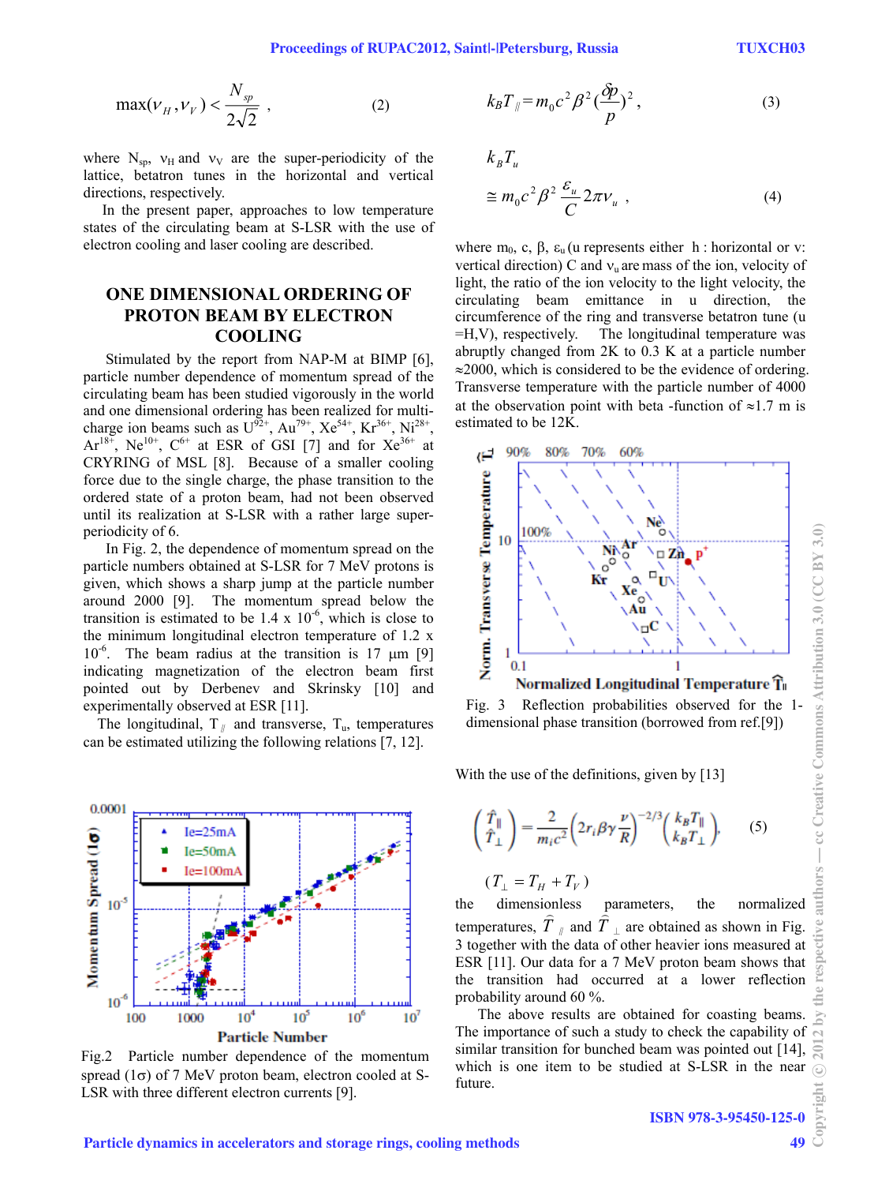$$\max(\nu_H, \nu_V) < \frac{N_{sp}}{2\sqrt{2}} \,, \qquad (2)$$

where $N_{sp}$, $\nu_H$ and $\nu_V$ are the super-periodicity of the lattice, betatron tunes in the horizontal and vertical directions, respectively.

In the present paper, approaches to low temperature states of the circulating beam at S-LSR with the use of electron cooling and laser cooling are described.

## ONE DIMENSIONAL ORDERING OF PROTON BEAM BY ELECTRON COOLING

Stimulated by the report from NAP-M at BIMP [6], particle number dependence of momentum spread of the circulating beam has been studied vigorously in the world and one dimensional ordering has been realized for multi-charge ion beams such as $U^{92+}$, $Au^{79+}$, $Xe^{54+}$, $Kr^{36+}$, $Ni^{28+}$, $Ar^{18+}$, $Ne^{10+}$, $C^{6+}$ at ESR of GSI [7] and for $Xe^{36+}$ at CRYRING of MSL [8]. Because of a smaller cooling force due to the single charge, the phase transition to the ordered state of a proton beam, had not been observed until its realization at S-LSR with a rather large super-periodicity of 6.

In Fig. 2, the dependence of momentum spread on the particle numbers obtained at S-LSR for 7 MeV protons is given, which shows a sharp jump at the particle number around 2000 [9]. The momentum spread below the transition is estimated to be 1.4 x $10^{-6}$, which is close to the minimum longitudinal electron temperature of 1.2 x $10^{-6}$. The beam radius at the transition is 17 μm [9] indicating magnetization of the electron beam first pointed out by Derbenev and Skrinsky [10] and experimentally observed at ESR [11].

The longitudinal, $T_{/\!/}$ and transverse, $T_u$, temperatures can be estimated utilizing the following relations [7, 12].

Fig.2 Particle number dependence of the momentum spread (1σ) of 7 MeV proton beam, electron cooled at S-LSR with three different electron currents [9].

$$k_B T_{/\!/} = m_0 c^2 \beta^2 \left(\frac{\delta p}{p}\right)^2 , \qquad (3)$$

$$k_B T_u \cong m_0 c^2 \beta^2 \frac{\varepsilon_u}{C} 2\pi \nu_u \,, \qquad (4)$$

where $m_0$, c, β, $\varepsilon_u$ (u represents either h : horizontal or v: vertical direction) C and $\nu_u$ are mass of the ion, velocity of light, the ratio of the ion velocity to the light velocity, the circulating beam emittance in u direction, the circumference of the ring and transverse betatron tune (u =H,V), respectively. The longitudinal temperature was abruptly changed from 2K to 0.3 K at a particle number ≈2000, which is considered to be the evidence of ordering. Transverse temperature with the particle number of 4000 at the observation point with beta -function of ≈1.7 m is estimated to be 12K.

Fig. 3 Reflection probabilities observed for the 1-dimensional phase transition (borrowed from ref.[9])

With the use of the definitions, given by [13]

$$\begin{pmatrix} \hat{T}_{\parallel} \\ \hat{T}_{\perp} \end{pmatrix} = \frac{2}{m_i c^2}\left(2 r_i \beta \gamma \frac{\nu}{R}\right)^{-2/3} \begin{pmatrix} k_B T_{\parallel} \\ k_B T_{\perp} \end{pmatrix} \qquad (5)$$

$$(T_{\perp} = T_H + T_V)$$

the dimensionless parameters, the normalized temperatures, $\hat{T}_{/\!/}$ and $\hat{T}_{\perp}$ are obtained as shown in Fig. 3 together with the data of other heavier ions measured at ESR [11]. Our data for a 7 MeV proton beam shows that the transition had occurred at a lower reflection probability around 60 %.

The above results are obtained for coasting beams. The importance of such a study to check the capability of similar transition for bunched beam was pointed out [14], which is one item to be studied at S-LSR in the near future.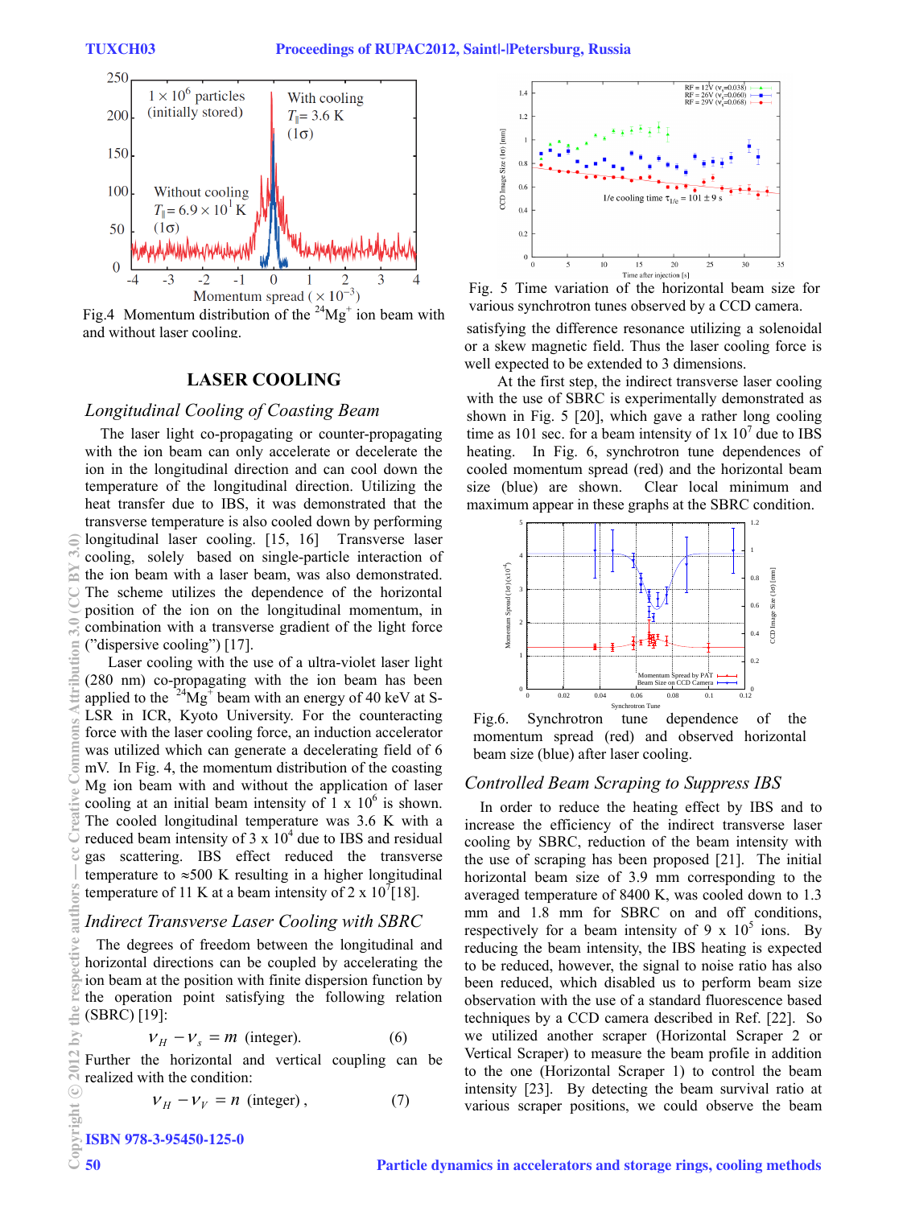Fig.4 Momentum distribution of the $^{24}Mg^{+}$ ion beam with and without laser cooling.

## LASER COOLING

### *Longitudinal Cooling of Coasting Beam*

The laser light co-propagating or counter-propagating with the ion beam can only accelerate or decelerate the ion in the longitudinal direction and can cool down the temperature of the longitudinal direction. Utilizing the heat transfer due to IBS, it was demonstrated that the transverse temperature is also cooled down by performing longitudinal laser cooling. [15, 16] Transverse laser cooling, solely based on single-particle interaction of the ion beam with a laser beam, was also demonstrated. The scheme utilizes the dependence of the horizontal position of the ion on the longitudinal momentum, in combination with a transverse gradient of the light force ("dispersive cooling") [17].

Laser cooling with the use of a ultra-violet laser light (280 nm) co-propagating with the ion beam has been applied to the $^{24}Mg^{+}$ beam with an energy of 40 keV at S-LSR in ICR, Kyoto University. For the counteracting force with the laser cooling force, an induction accelerator was utilized which can generate a decelerating field of 6 mV. In Fig. 4, the momentum distribution of the coasting Mg ion beam with and without the application of laser cooling at an initial beam intensity of 1 x $10^{6}$ is shown. The cooled longitudinal temperature was 3.6 K with a reduced beam intensity of 3 x $10^{4}$ due to IBS and residual gas scattering. IBS effect reduced the transverse temperature to ≈500 K resulting in a higher longitudinal temperature of 11 K at a beam intensity of 2 x $10^{7}$[18].

### *Indirect Transverse Laser Cooling with SBRC*

The degrees of freedom between the longitudinal and horizontal directions can be coupled by accelerating the ion beam at the position with finite dispersion function by the operation point satisfying the following relation (SBRC) [19]:

$$\nu_H - \nu_s = m \text{ (integer).} \tag{6}$$

Further the horizontal and vertical coupling can be realized with the condition:

$$\nu_H - \nu_V = n \text{ (integer)}, \tag{7}$$

Fig. 5 Time variation of the horizontal beam size for various synchrotron tunes observed by a CCD camera.

satisfying the difference resonance utilizing a solenoidal or a skew magnetic field. Thus the laser cooling force is well expected to be extended to 3 dimensions.

At the first step, the indirect transverse laser cooling with the use of SBRC is experimentally demonstrated as shown in Fig. 5 [20], which gave a rather long cooling time as 101 sec. for a beam intensity of 1x $10^{7}$ due to IBS heating. In Fig. 6, synchrotron tune dependences of cooled momentum spread (red) and the horizontal beam size (blue) are shown. Clear local minimum and maximum appear in these graphs at the SBRC condition.

Fig.6. Synchrotron tune dependence of the momentum spread (red) and observed horizontal beam size (blue) after laser cooling.

### *Controlled Beam Scraping to Suppress IBS*

In order to reduce the heating effect by IBS and to increase the efficiency of the indirect transverse laser cooling by SBRC, reduction of the beam intensity with the use of scraping has been proposed [21]. The initial horizontal beam size of 3.9 mm corresponding to the averaged temperature of 8400 K, was cooled down to 1.3 mm and 1.8 mm for SBRC on and off conditions, respectively for a beam intensity of 9 x $10^{5}$ ions. By reducing the beam intensity, the IBS heating is expected to be reduced, however, the signal to noise ratio has also been reduced, which disabled us to perform beam size observation with the use of a standard fluorescence based techniques by a CCD camera described in Ref. [22]. So we utilized another scraper (Horizontal Scraper 2 or Vertical Scraper) to measure the beam profile in addition to the one (Horizontal Scraper 1) to control the beam intensity [23]. By detecting the beam survival ratio at various scraper positions, we could observe the beam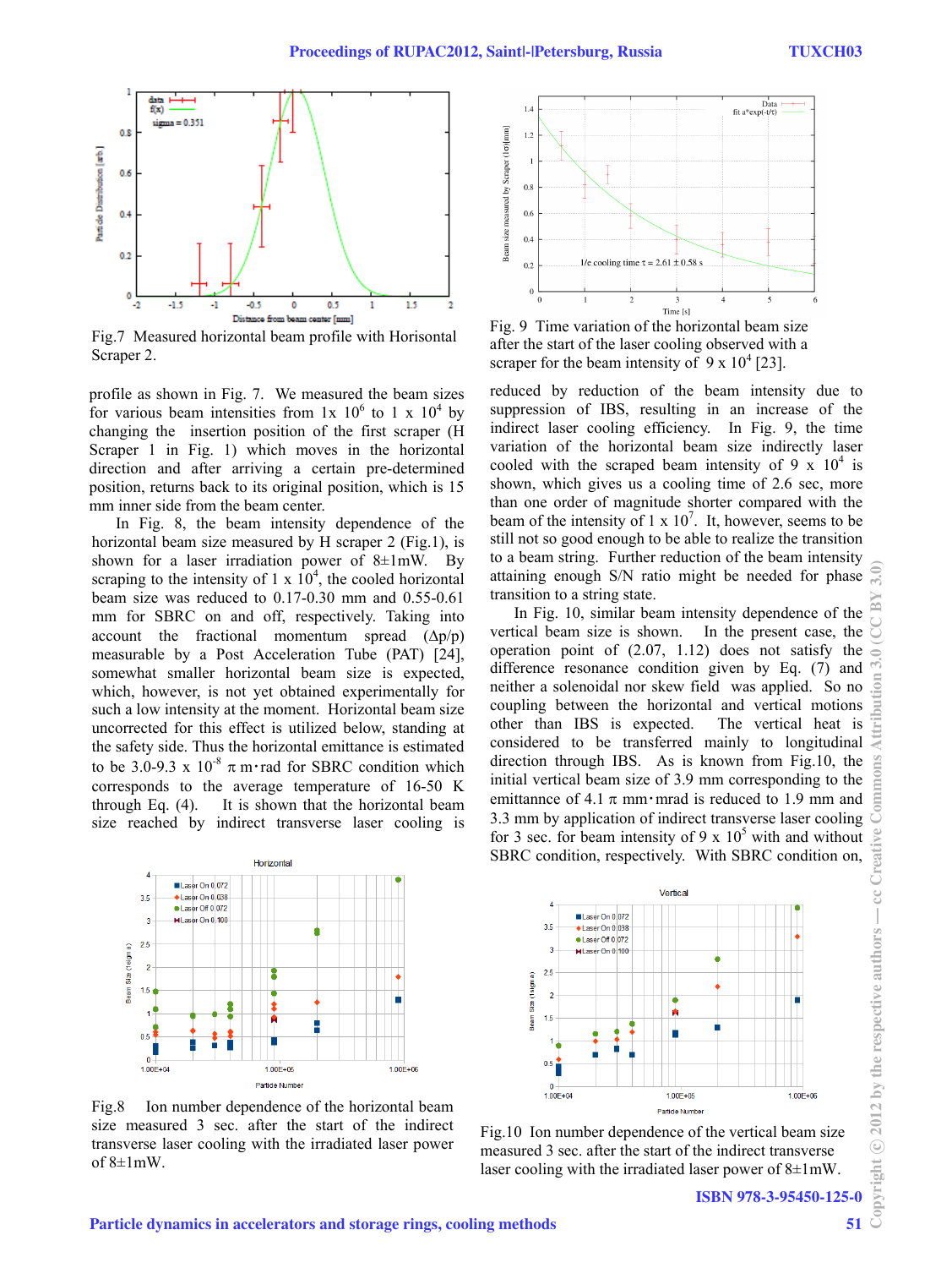Fig.7 Measured horizontal beam profile with Horisontal Scraper 2.

profile as shown in Fig. 7. We measured the beam sizes for various beam intensities from 1x $10^6$ to 1 x $10^4$ by changing the insertion position of the first scraper (H Scraper 1 in Fig. 1) which moves in the horizontal direction and after arriving a certain pre-determined position, returns back to its original position, which is 15 mm inner side from the beam center.

In Fig. 8, the beam intensity dependence of the horizontal beam size measured by H scraper 2 (Fig.1), is shown for a laser irradiation power of 8±1mW. By scraping to the intensity of 1 x $10^4$, the cooled horizontal beam size was reduced to 0.17-0.30 mm and 0.55-0.61 mm for SBRC on and off, respectively. Taking into account the fractional momentum spread ($\Delta p/p$) measurable by a Post Acceleration Tube (PAT) [24], somewhat smaller horizontal beam size is expected, which, however, is not yet obtained experimentally for such a low intensity at the moment. Horizontal beam size uncorrected for this effect is utilized below, standing at the safety side. Thus the horizontal emittance is estimated to be 3.0-9.3 x $10^{-8}$ $\pi$ m·rad for SBRC condition which corresponds to the average temperature of 16-50 K through Eq. (4). It is shown that the horizontal beam size reached by indirect transverse laser cooling is reduced by reduction of the beam intensity due to suppression of IBS, resulting in an increase of the indirect laser cooling efficiency. In Fig. 9, the time variation of the horizontal beam size indirectly laser cooled with the scraped beam intensity of 9 x $10^4$ is shown, which gives us a cooling time of 2.6 sec, more than one order of magnitude shorter compared with the beam of the intensity of 1 x $10^7$. It, however, seems to be still not so good enough to be able to realize the transition to a beam string. Further reduction of the beam intensity attaining enough S/N ratio might be needed for phase transition to a string state.

Fig. 9 Time variation of the horizontal beam size after the start of the laser cooling observed with a scraper for the beam intensity of 9 x $10^4$ [23].

In Fig. 10, similar beam intensity dependence of the vertical beam size is shown. In the present case, the operation point of (2.07, 1.12) does not satisfy the difference resonance condition given by Eq. (7) and neither a solenoidal nor skew field was applied. So no coupling between the horizontal and vertical motions other than IBS is expected. The vertical heat is considered to be transferred mainly to longitudinal direction through IBS. As is known from Fig.10, the initial vertical beam size of 3.9 mm corresponding to the emittannce of 4.1 $\pi$ mm·mrad is reduced to 1.9 mm and 3.3 mm by application of indirect transverse laser cooling for 3 sec. for beam intensity of 9 x $10^5$ with and without SBRC condition, respectively. With SBRC condition on,

Fig.8 Ion number dependence of the horizontal beam size measured 3 sec. after the start of the indirect transverse laser cooling with the irradiated laser power of 8±1mW.

Fig.10 Ion number dependence of the vertical beam size measured 3 sec. after the start of the indirect transverse laser cooling with the irradiated laser power of 8±1mW.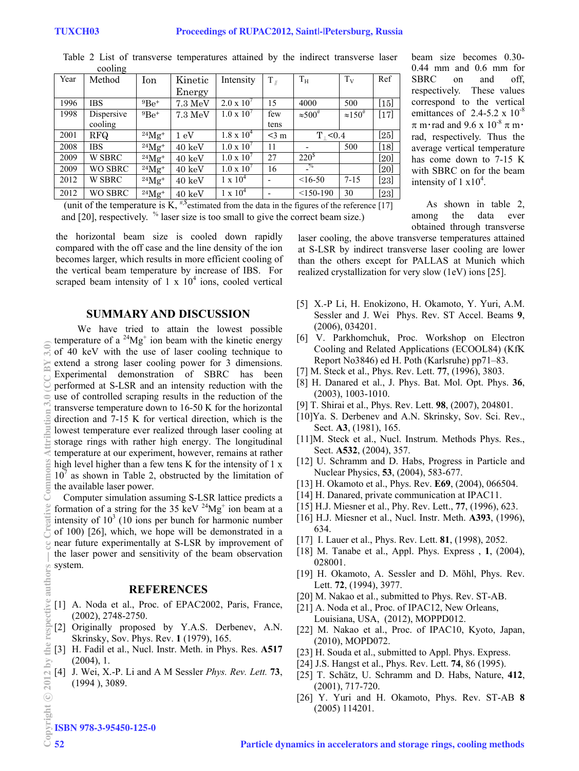Table 2 List of transverse temperatures attained by the indirect transverse laser cooling

| Year | Method | Ion | Kinetic Energy | Intensity | $T_{/\!/}$ | $T_H$ | $T_V$ | Ref |
|---|---|---|---|---|---|---|---|---|
| 1996 | IBS | $^9Be^+$ | 7.3 MeV | $2.0 \times 10^7$ | 15 | 4000 | 500 | [15] |
| 1998 | Dispersive cooling | $^9Be^+$ | 7.3 MeV | $1.0 \times 10^7$ | few tens | ≈500[#] | ≈150[#] | [17] |
| 2001 | RFQ | $^{24}Mg^+$ | 1 eV | $1.8 \times 10^4$ | <3 m | $T_\perp$<0.4 | | [25] |
| 2008 | IBS | $^{24}Mg^+$ | 40 keV | $1.0 \times 10^7$ | 11 | - | 500 | [18] |
| 2009 | W SBRC | $^{24}Mg^+$ | 40 keV | $1.0 \times 10^7$ | 27 | 220[$] | | [20] |
| 2009 | WO SBRC | $^{24}Mg^+$ | 40 keV | $1.0 \times 10^7$ | 16 | -[%] | | [20] |
| 2012 | W SBRC | $^{24}Mg^+$ | 40 keV | $1 \times 10^4$ | - | <16-50 | 7-15 | [23] |
| 2012 | WO SBRC | $^{24}Mg^+$ | 40 keV | $1 \times 10^4$ | - | <150-190 | 30 | [23] |

(unit of the temperature is K, [#,$]estimated from the data in the figures of the reference [17] and [20], respectively. [%] laser size is too small to give the correct beam size.)

the horizontal beam size is cooled down rapidly compared with the off case and the line density of the ion becomes larger, which results in more efficient cooling of the vertical beam temperature by increase of IBS. For scraped beam intensity of $1 \times 10^4$ ions, cooled vertical beam size becomes 0.30-0.44 mm and 0.6 mm for SBRC on and off, respectively. These values correspond to the vertical emittances of $2.4\text{-}5.2 \times 10^{-8}$ $\pi$ m·rad and $9.6 \times 10^{-8}$ $\pi$ m·rad, respectively. Thus the average vertical temperature has come down to 7-15 K with SBRC on for the beam intensity of $1 \times 10^4$.

As shown in table 2, among the data ever obtained through transverse laser cooling, the above transverse temperatures attained at S-LSR by indirect transverse laser cooling are lower than the others except for PALLAS at Munich which realized crystallization for very slow (1eV) ions [25].

## SUMMARY AND DISCUSSION

We have tried to attain the lowest possible temperature of a $^{24}Mg^+$ ion beam with the kinetic energy of 40 keV with the use of laser cooling technique to extend a strong laser cooling power for 3 dimensions. Experimental demonstration of SBRC has been performed at S-LSR and an intensity reduction with the use of controlled scraping results in the reduction of the transverse temperature down to 16-50 K for the horizontal direction and 7-15 K for vertical direction, which is the lowest temperature ever realized through laser cooling at storage rings with rather high energy. The longitudinal temperature at our experiment, however, remains at rather high level higher than a few tens K for the intensity of $1 \times 10^7$ as shown in Table 2, obstructed by the limitation of the available laser power.

Computer simulation assuming S-LSR lattice predicts a formation of a string for the 35 keV $^{24}Mg^+$ ion beam at a intensity of $10^3$ (10 ions per bunch for harmonic number of 100) [26], which, we hope will be demonstrated in a near future experimentally at S-LSR by improvement of the laser power and sensitivity of the beam observation system.

## REFERENCES

[1] A. Noda et al., Proc. of EPAC2002, Paris, France, (2002), 2748-2750.

[2] Originally proposed by Y.A.S. Derbenev, A.N. Skrinsky, Sov. Phys. Rev. **1** (1979), 165.

[3] H. Fadil et al., Nucl. Instr. Meth. in Phys. Res. **A517** (2004), 1.

[4] J. Wei, X.-P. Li and A M Sessler *Phys. Rev. Lett.* **73**, (1994 ), 3089.

[5] X.-P Li, H. Enokizono, H. Okamoto, Y. Yuri, A.M. Sessler and J. Wei Phys. Rev. ST Accel. Beams **9**, (2006), 034201.

[6] V. Parkhomchuk, Proc. Workshop on Electron Cooling and Related Applications (ECOOL84) (KfK Report No3846) ed H. Poth (Karlsruhe) pp71–83.

[7] M. Steck et al., Phys. Rev. Lett. **77**, (1996), 3803.

[8] H. Danared et al., J. Phys. Bat. Mol. Opt. Phys. **36**, (2003), 1003-1010.

[9] T. Shirai et al., Phys. Rev. Lett. **98**, (2007), 204801.

[10]Ya. S. Derbenev and A.N. Skrinsky, Sov. Sci. Rev., Sect. **A3**, (1981), 165.

[11]M. Steck et al., Nucl. Instrum. Methods Phys. Res., Sect. **A532**, (2004), 357.

[12] U. Schramm and D. Habs, Progress in Particle and Nuclear Physics, **53**, (2004), 583-677.

[13] H. Okamoto et al., Phys. Rev. **E69**, (2004), 066504.

[14] H. Danared, private communication at IPAC11.

[15] H.J. Miesner et al., Phy. Rev. Lett., **77**, (1996), 623.

[16] H.J. Miesner et al., Nucl. Instr. Meth. **A393**, (1996), 634.

[17] I. Lauer et al., Phys. Rev. Lett. **81**, (1998), 2052.

[18] M. Tanabe et al., Appl. Phys. Express , **1**, (2004), 028001.

[19] H. Okamoto, A. Sessler and D. Möhl, Phys. Rev. Lett. **72**, (1994), 3977.

[20] M. Nakao et al., submitted to Phys. Rev. ST-AB.

[21] A. Noda et al., Proc. of IPAC12, New Orleans, Louisiana, USA, (2012), MOPPD012.

[22] M. Nakao et al., Proc. of IPAC10, Kyoto, Japan, (2010), MOPD072.

[23] H. Souda et al., submitted to Appl. Phys. Express.

[24] J.S. Hangst et al., Phys. Rev. Lett. **74**, 86 (1995).

[25] T. Schätz, U. Schramm and D. Habs, Nature, **412**, (2001), 717-720.

[26] Y. Yuri and H. Okamoto, Phys. Rev. ST-AB **8** (2005) 114201.